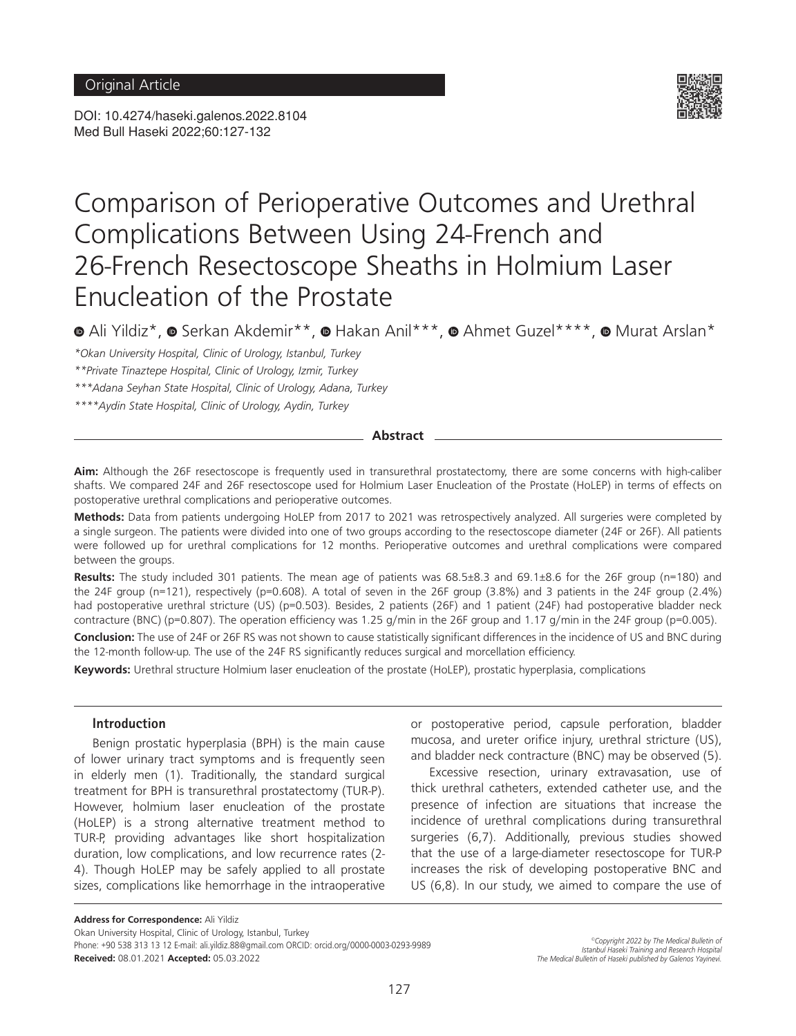Original Article

DOI: 10.4274/haseki.galenos.2022.8104
Med Bull Haseki 2022;60:127-132

# Comparison of Perioperative Outcomes and Urethral Complications Between Using 24-French and 26-French Resectoscope Sheaths in Holmium Laser Enucleation of the Prostate

Ali Yildiz*, Serkan Akdemir**, Hakan Anil***, Ahmet Guzel****, Murat Arslan*

*\*Okan University Hospital, Clinic of Urology, Istanbul, Turkey*

*\*\*Private Tinaztepe Hospital, Clinic of Urology, Izmir, Turkey*

*\*\*\*Adana Seyhan State Hospital, Clinic of Urology, Adana, Turkey*

*\*\*\*\*Aydin State Hospital, Clinic of Urology, Aydin, Turkey*

## Abstract

**Aim:** Although the 26F resectoscope is frequently used in transurethral prostatectomy, there are some concerns with high-caliber shafts. We compared 24F and 26F resectoscope used for Holmium Laser Enucleation of the Prostate (HoLEP) in terms of effects on postoperative urethral complications and perioperative outcomes.

**Methods:** Data from patients undergoing HoLEP from 2017 to 2021 was retrospectively analyzed. All surgeries were completed by a single surgeon. The patients were divided into one of two groups according to the resectoscope diameter (24F or 26F). All patients were followed up for urethral complications for 12 months. Perioperative outcomes and urethral complications were compared between the groups.

**Results:** The study included 301 patients. The mean age of patients was 68.5±8.3 and 69.1±8.6 for the 26F group (n=180) and the 24F group (n=121), respectively (p=0.608). A total of seven in the 26F group (3.8%) and 3 patients in the 24F group (2.4%) had postoperative urethral stricture (US) (p=0.503). Besides, 2 patients (26F) and 1 patient (24F) had postoperative bladder neck contracture (BNC) (p=0.807). The operation efficiency was 1.25 g/min in the 26F group and 1.17 g/min in the 24F group (p=0.005).

**Conclusion:** The use of 24F or 26F RS was not shown to cause statistically significant differences in the incidence of US and BNC during the 12-month follow-up. The use of the 24F RS significantly reduces surgical and morcellation efficiency.

**Keywords:** Urethral structure Holmium laser enucleation of the prostate (HoLEP), prostatic hyperplasia, complications

## Introduction

Benign prostatic hyperplasia (BPH) is the main cause of lower urinary tract symptoms and is frequently seen in elderly men (1). Traditionally, the standard surgical treatment for BPH is transurethral prostatectomy (TUR-P). However, holmium laser enucleation of the prostate (HoLEP) is a strong alternative treatment method to TUR-P, providing advantages like short hospitalization duration, low complications, and low recurrence rates (2-4). Though HoLEP may be safely applied to all prostate sizes, complications like hemorrhage in the intraoperative or postoperative period, capsule perforation, bladder mucosa, and ureter orifice injury, urethral stricture (US), and bladder neck contracture (BNC) may be observed (5).

Excessive resection, urinary extravasation, use of thick urethral catheters, extended catheter use, and the presence of infection are situations that increase the incidence of urethral complications during transurethral surgeries (6,7). Additionally, previous studies showed that the use of a large-diameter resectoscope for TUR-P increases the risk of developing postoperative BNC and US (6,8). In our study, we aimed to compare the use of

**Address for Correspondence:** Ali Yildiz
Okan University Hospital, Clinic of Urology, Istanbul, Turkey
Phone: +90 538 313 13 12 E-mail: ali.yildiz.88@gmail.com ORCID: orcid.org/0000-0003-0293-9989
**Received:** 08.01.2021 **Accepted:** 05.03.2022

©Copyright 2022 by The Medical Bulletin of Istanbul Haseki Training and Research Hospital
The Medical Bulletin of Haseki published by Galenos Yayinevi.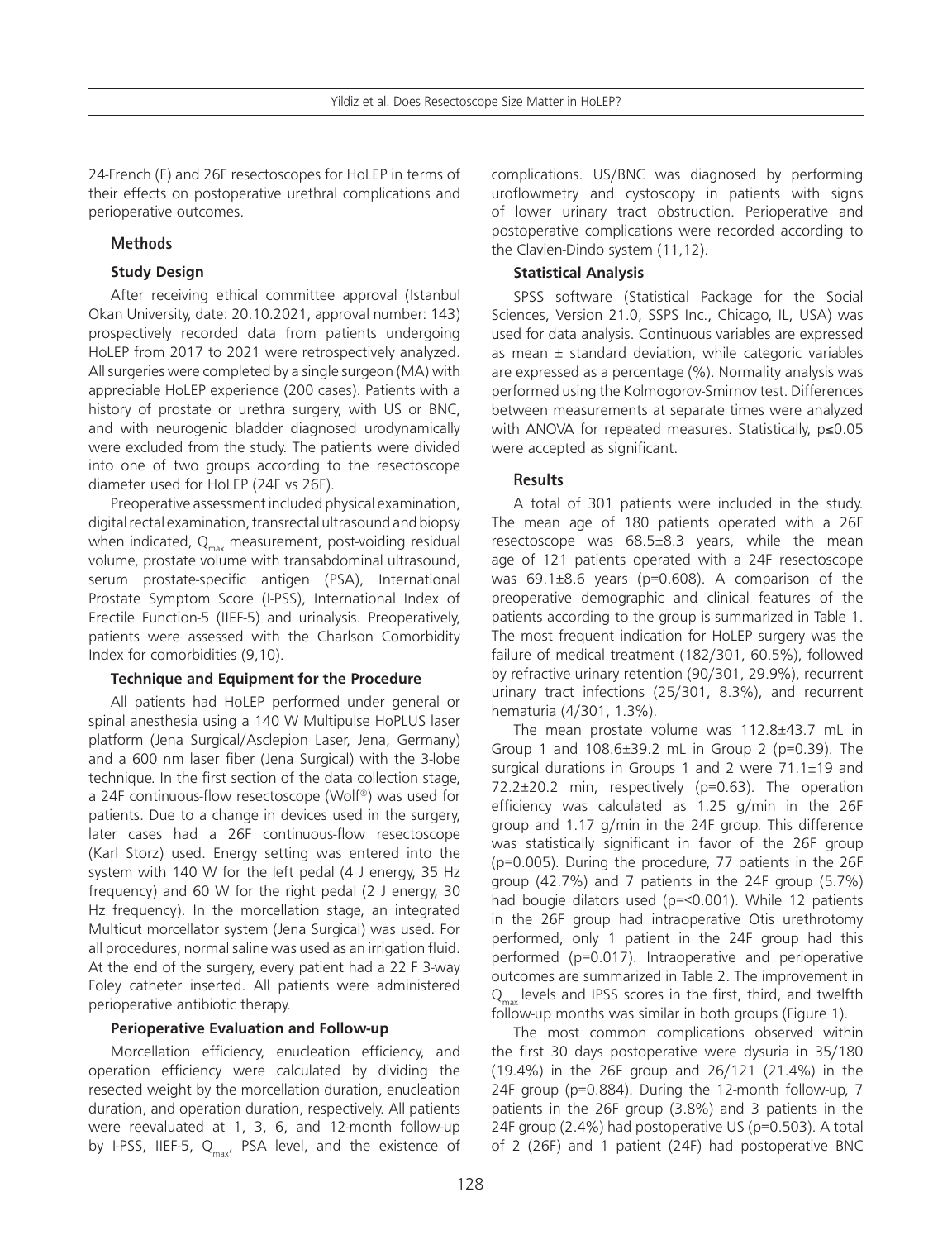24-French (F) and 26F resectoscopes for HoLEP in terms of their effects on postoperative urethral complications and perioperative outcomes.

## Methods

### Study Design

After receiving ethical committee approval (Istanbul Okan University, date: 20.10.2021, approval number: 143) prospectively recorded data from patients undergoing HoLEP from 2017 to 2021 were retrospectively analyzed. All surgeries were completed by a single surgeon (MA) with appreciable HoLEP experience (200 cases). Patients with a history of prostate or urethra surgery, with US or BNC, and with neurogenic bladder diagnosed urodynamically were excluded from the study. The patients were divided into one of two groups according to the resectoscope diameter used for HoLEP (24F vs 26F).

Preoperative assessment included physical examination, digital rectal examination, transrectal ultrasound and biopsy when indicated, $Q_{max}$ measurement, post-voiding residual volume, prostate volume with transabdominal ultrasound, serum prostate-specific antigen (PSA), International Prostate Symptom Score (I-PSS), International Index of Erectile Function-5 (IIEF-5) and urinalysis. Preoperatively, patients were assessed with the Charlson Comorbidity Index for comorbidities (9,10).

### Technique and Equipment for the Procedure

All patients had HoLEP performed under general or spinal anesthesia using a 140 W Multipulse HoPLUS laser platform (Jena Surgical/Asclepion Laser, Jena, Germany) and a 600 nm laser fiber (Jena Surgical) with the 3-lobe technique. In the first section of the data collection stage, a 24F continuous-flow resectoscope (Wolf®) was used for patients. Due to a change in devices used in the surgery, later cases had a 26F continuous-flow resectoscope (Karl Storz) used. Energy setting was entered into the system with 140 W for the left pedal (4 J energy, 35 Hz frequency) and 60 W for the right pedal (2 J energy, 30 Hz frequency). In the morcellation stage, an integrated Multicut morcellator system (Jena Surgical) was used. For all procedures, normal saline was used as an irrigation fluid. At the end of the surgery, every patient had a 22 F 3-way Foley catheter inserted. All patients were administered perioperative antibiotic therapy.

### Perioperative Evaluation and Follow-up

Morcellation efficiency, enucleation efficiency, and operation efficiency were calculated by dividing the resected weight by the morcellation duration, enucleation duration, and operation duration, respectively. All patients were reevaluated at 1, 3, 6, and 12-month follow-up by I-PSS, IIEF-5, $Q_{max}$, PSA level, and the existence of complications. US/BNC was diagnosed by performing uroflowmetry and cystoscopy in patients with signs of lower urinary tract obstruction. Perioperative and postoperative complications were recorded according to the Clavien-Dindo system (11,12).

### Statistical Analysis

SPSS software (Statistical Package for the Social Sciences, Version 21.0, SSPS Inc., Chicago, IL, USA) was used for data analysis. Continuous variables are expressed as mean ± standard deviation, while categoric variables are expressed as a percentage (%). Normality analysis was performed using the Kolmogorov-Smirnov test. Differences between measurements at separate times were analyzed with ANOVA for repeated measures. Statistically, $p \leq 0.05$ were accepted as significant.

## Results

A total of 301 patients were included in the study. The mean age of 180 patients operated with a 26F resectoscope was 68.5±8.3 years, while the mean age of 121 patients operated with a 24F resectoscope was 69.1±8.6 years (p=0.608). A comparison of the preoperative demographic and clinical features of the patients according to the group is summarized in Table 1. The most frequent indication for HoLEP surgery was the failure of medical treatment (182/301, 60.5%), followed by refractive urinary retention (90/301, 29.9%), recurrent urinary tract infections (25/301, 8.3%), and recurrent hematuria (4/301, 1.3%).

The mean prostate volume was 112.8±43.7 mL in Group 1 and 108.6±39.2 mL in Group 2 (p=0.39). The surgical durations in Groups 1 and 2 were 71.1±19 and 72.2±20.2 min, respectively (p=0.63). The operation efficiency was calculated as 1.25 g/min in the 26F group and 1.17 g/min in the 24F group. This difference was statistically significant in favor of the 26F group (p=0.005). During the procedure, 77 patients in the 26F group (42.7%) and 7 patients in the 24F group (5.7%) had bougie dilators used (p=<0.001). While 12 patients in the 26F group had intraoperative Otis urethrotomy performed, only 1 patient in the 24F group had this performed (p=0.017). Intraoperative and perioperative outcomes are summarized in Table 2. The improvement in $Q_{max}$ levels and IPSS scores in the first, third, and twelfth follow-up months was similar in both groups (Figure 1).

The most common complications observed within the first 30 days postoperative were dysuria in 35/180 (19.4%) in the 26F group and 26/121 (21.4%) in the 24F group (p=0.884). During the 12-month follow-up, 7 patients in the 26F group (3.8%) and 3 patients in the 24F group (2.4%) had postoperative US (p=0.503). A total of 2 (26F) and 1 patient (24F) had postoperative BNC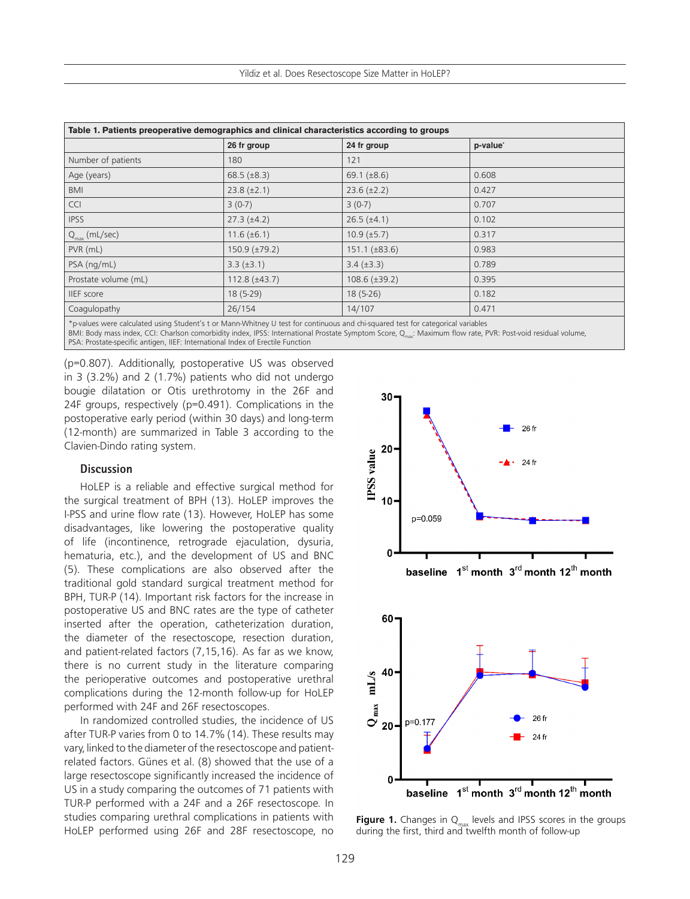**Table 1. Patients preoperative demographics and clinical characteristics according to groups**

| | 26 fr group | 24 fr group | p-value* |
|---|---|---|---|
| Number of patients | 180 | 121 | |
| Age (years) | 68.5 (±8.3) | 69.1 (±8.6) | 0.608 |
| BMI | 23.8 (±2.1) | 23.6 (±2.2) | 0.427 |
| CCI | 3 (0-7) | 3 (0-7) | 0.707 |
| IPSS | 27.3 (±4.2) | 26.5 (±4.1) | 0.102 |
| $Q_{max}$ (mL/sec) | 11.6 (±6.1) | 10.9 (±5.7) | 0.317 |
| PVR (mL) | 150.9 (±79.2) | 151.1 (±83.6) | 0.983 |
| PSA (ng/mL) | 3.3 (±3.1) | 3.4 (±3.3) | 0.789 |
| Prostate volume (mL) | 112.8 (±43.7) | 108.6 (±39.2) | 0.395 |
| IIEF score | 18 (5-29) | 18 (5-26) | 0.182 |
| Coagulopathy | 26/154 | 14/107 | 0.471 |

*p-values were calculated using Student's t or Mann-Whitney U test for continuous and chi-squared test for categorical variables
BMI: Body mass index, CCI: Charlson comorbidity index, IPSS: International Prostate Symptom Score, $Q_{max}$: Maximum flow rate, PVR: Post-void residual volume, PSA: Prostate-specific antigen, IIEF: International Index of Erectile Function

(p=0.807). Additionally, postoperative US was observed in 3 (3.2%) and 2 (1.7%) patients who did not undergo bougie dilatation or Otis urethrotomy in the 26F and 24F groups, respectively (p=0.491). Complications in the postoperative early period (within 30 days) and long-term (12-month) are summarized in Table 3 according to the Clavien-Dindo rating system.

## Discussion

HoLEP is a reliable and effective surgical method for the surgical treatment of BPH (13). HoLEP improves the I-PSS and urine flow rate (13). However, HoLEP has some disadvantages, like lowering the postoperative quality of life (incontinence, retrograde ejaculation, dysuria, hematuria, etc.), and the development of US and BNC (5). These complications are also observed after the traditional gold standard surgical treatment method for BPH, TUR-P (14). Important risk factors for the increase in postoperative US and BNC rates are the type of catheter inserted after the operation, catheterization duration, the diameter of the resectoscope, resection duration, and patient-related factors (7,15,16). As far as we know, there is no current study in the literature comparing the perioperative outcomes and postoperative urethral complications during the 12-month follow-up for HoLEP performed with 24F and 26F resectoscopes.

In randomized controlled studies, the incidence of US after TUR-P varies from 0 to 14.7% (14). These results may vary, linked to the diameter of the resectoscope and patient-related factors. Günes et al. (8) showed that the use of a large resectoscope significantly increased the incidence of US in a study comparing the outcomes of 71 patients with TUR-P performed with a 24F and a 26F resectoscope. In studies comparing urethral complications in patients with HoLEP performed using 26F and 28F resectoscope, no

**Figure 1.** Changes in $Q_{max}$ levels and IPSS scores in the groups during the first, third and twelfth month of follow-up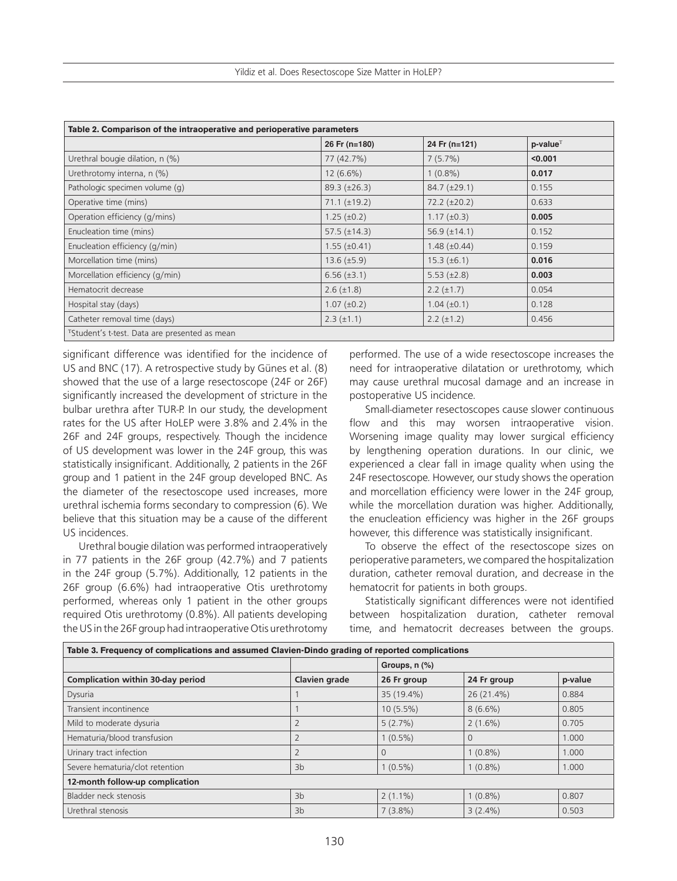| Table 2. Comparison of the intraoperative and perioperative parameters | | | |
|---|---|---|---|
| | 26 Fr (n=180) | 24 Fr (n=121) | p-value[T] |
| Urethral bougie dilation, n (%) | 77 (42.7%) | 7 (5.7%) | **<0.001** |
| Urethrotomy interna, n (%) | 12 (6.6%) | 1 (0.8%) | **0.017** |
| Pathologic specimen volume (g) | 89.3 (±26.3) | 84.7 (±29.1) | 0.155 |
| Operative time (mins) | 71.1 (±19.2) | 72.2 (±20.2) | 0.633 |
| Operation efficiency (g/mins) | 1.25 (±0.2) | 1.17 (±0.3) | **0.005** |
| Enucleation time (mins) | 57.5 (±14.3) | 56.9 (±14.1) | 0.152 |
| Enucleation efficiency (g/min) | 1.55 (±0.41) | 1.48 (±0.44) | 0.159 |
| Morcellation time (mins) | 13.6 (±5.9) | 15.3 (±6.1) | **0.016** |
| Morcellation efficiency (g/min) | 6.56 (±3.1) | 5.53 (±2.8) | **0.003** |
| Hematocrit decrease | 2.6 (±1.8) | 2.2 (±1.7) | 0.054 |
| Hospital stay (days) | 1.07 (±0.2) | 1.04 (±0.1) | 0.128 |
| Catheter removal time (days) | 2.3 (±1.1) | 2.2 (±1.2) | 0.456 |

[T]Student's t-test. Data are presented as mean

significant difference was identified for the incidence of US and BNC (17). A retrospective study by Günes et al. (8) showed that the use of a large resectoscope (24F or 26F) significantly increased the development of stricture in the bulbar urethra after TUR-P. In our study, the development rates for the US after HoLEP were 3.8% and 2.4% in the 26F and 24F groups, respectively. Though the incidence of US development was lower in the 24F group, this was statistically insignificant. Additionally, 2 patients in the 26F group and 1 patient in the 24F group developed BNC. As the diameter of the resectoscope used increases, more urethral ischemia forms secondary to compression (6). We believe that this situation may be a cause of the different US incidences.

Urethral bougie dilation was performed intraoperatively in 77 patients in the 26F group (42.7%) and 7 patients in the 24F group (5.7%). Additionally, 12 patients in the 26F group (6.6%) had intraoperative Otis urethrotomy performed, whereas only 1 patient in the other groups required Otis urethrotomy (0.8%). All patients developing the US in the 26F group had intraoperative Otis urethrotomy performed. The use of a wide resectoscope increases the need for intraoperative dilatation or urethrotomy, which may cause urethral mucosal damage and an increase in postoperative US incidence.

Small-diameter resectoscopes cause slower continuous flow and this may worsen intraoperative vision. Worsening image quality may lower surgical efficiency by lengthening operation durations. In our clinic, we experienced a clear fall in image quality when using the 24F resectoscope. However, our study shows the operation and morcellation efficiency were lower in the 24F group, while the morcellation duration was higher. Additionally, the enucleation efficiency was higher in the 26F groups however, this difference was statistically insignificant.

To observe the effect of the resectoscope sizes on perioperative parameters, we compared the hospitalization duration, catheter removal duration, and decrease in the hematocrit for patients in both groups.

Statistically significant differences were not identified between hospitalization duration, catheter removal time, and hematocrit decreases between the groups.

| Table 3. Frequency of complications and assumed Clavien-Dindo grading of reported complications | | | | |
|---|---|---|---|---|
| | | Groups, n (%) | | |
| **Complication within 30-day period** | **Clavien grade** | **26 Fr group** | **24 Fr group** | **p-value** |
| Dysuria | 1 | 35 (19.4%) | 26 (21.4%) | 0.884 |
| Transient incontinence | 1 | 10 (5.5%) | 8 (6.6%) | 0.805 |
| Mild to moderate dysuria | 2 | 5 (2.7%) | 2 (1.6%) | 0.705 |
| Hematuria/blood transfusion | 2 | 1 (0.5%) | 0 | 1.000 |
| Urinary tract infection | 2 | 0 | 1 (0.8%) | 1.000 |
| Severe hematuria/clot retention | 3b | 1 (0.5%) | 1 (0.8%) | 1.000 |
| **12-month follow-up complication** | | | | |
| Bladder neck stenosis | 3b | 2 (1.1%) | 1 (0.8%) | 0.807 |
| Urethral stenosis | 3b | 7 (3.8%) | 3 (2.4%) | 0.503 |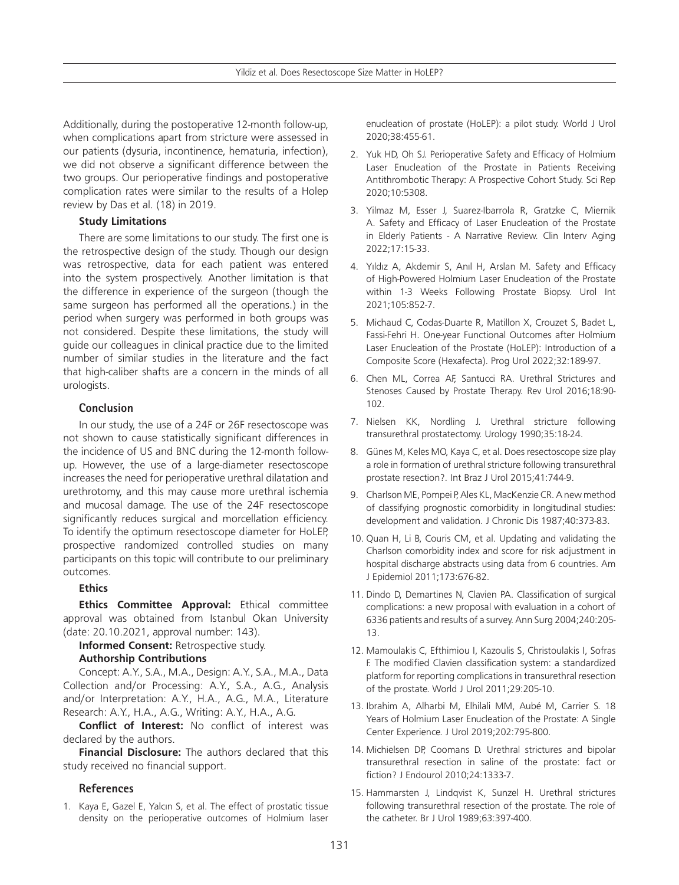Additionally, during the postoperative 12-month follow-up, when complications apart from stricture were assessed in our patients (dysuria, incontinence, hematuria, infection), we did not observe a significant difference between the two groups. Our perioperative findings and postoperative complication rates were similar to the results of a Holep review by Das et al. (18) in 2019.

### Study Limitations

There are some limitations to our study. The first one is the retrospective design of the study. Though our design was retrospective, data for each patient was entered into the system prospectively. Another limitation is that the difference in experience of the surgeon (though the same surgeon has performed all the operations.) in the period when surgery was performed in both groups was not considered. Despite these limitations, the study will guide our colleagues in clinical practice due to the limited number of similar studies in the literature and the fact that high-caliber shafts are a concern in the minds of all urologists.

## Conclusion

In our study, the use of a 24F or 26F resectoscope was not shown to cause statistically significant differences in the incidence of US and BNC during the 12-month follow-up. However, the use of a large-diameter resectoscope increases the need for perioperative urethral dilatation and urethrotomy, and this may cause more urethral ischemia and mucosal damage. The use of the 24F resectoscope significantly reduces surgical and morcellation efficiency. To identify the optimum resectoscope diameter for HoLEP, prospective randomized controlled studies on many participants on this topic will contribute to our preliminary outcomes.

### Ethics

**Ethics Committee Approval:** Ethical committee approval was obtained from Istanbul Okan University (date: 20.10.2021, approval number: 143).

**Informed Consent:** Retrospective study.

**Authorship Contributions**

Concept: A.Y., S.A., M.A., Design: A.Y., S.A., M.A., Data Collection and/or Processing: A.Y., S.A., A.G., Analysis and/or Interpretation: A.Y., H.A., A.G., M.A., Literature Research: A.Y., H.A., A.G., Writing: A.Y., H.A., A.G.

**Conflict of Interest:** No conflict of interest was declared by the authors.

**Financial Disclosure:** The authors declared that this study received no financial support.

## References

1. Kaya E, Gazel E, Yalcın S, et al. The effect of prostatic tissue density on the perioperative outcomes of Holmium laser enucleation of prostate (HoLEP): a pilot study. World J Urol 2020;38:455-61.
2. Yuk HD, Oh SJ. Perioperative Safety and Efficacy of Holmium Laser Enucleation of the Prostate in Patients Receiving Antithrombotic Therapy: A Prospective Cohort Study. Sci Rep 2020;10:5308.
3. Yilmaz M, Esser J, Suarez-Ibarrola R, Gratzke C, Miernik A. Safety and Efficacy of Laser Enucleation of the Prostate in Elderly Patients - A Narrative Review. Clin Interv Aging 2022;17:15-33.
4. Yıldız A, Akdemir S, Anıl H, Arslan M. Safety and Efficacy of High-Powered Holmium Laser Enucleation of the Prostate within 1-3 Weeks Following Prostate Biopsy. Urol Int 2021;105:852-7.
5. Michaud C, Codas-Duarte R, Matillon X, Crouzet S, Badet L, Fassi-Fehri H. One-year Functional Outcomes after Holmium Laser Enucleation of the Prostate (HoLEP): Introduction of a Composite Score (Hexafecta). Prog Urol 2022;32:189-97.
6. Chen ML, Correa AF, Santucci RA. Urethral Strictures and Stenoses Caused by Prostate Therapy. Rev Urol 2016;18:90-102.
7. Nielsen KK, Nordling J. Urethral stricture following transurethral prostatectomy. Urology 1990;35:18-24.
8. Günes M, Keles MO, Kaya C, et al. Does resectoscope size play a role in formation of urethral stricture following transurethral prostate resection?. Int Braz J Urol 2015;41:744-9.
9. Charlson ME, Pompei P, Ales KL, MacKenzie CR. A new method of classifying prognostic comorbidity in longitudinal studies: development and validation. J Chronic Dis 1987;40:373-83.
10. Quan H, Li B, Couris CM, et al. Updating and validating the Charlson comorbidity index and score for risk adjustment in hospital discharge abstracts using data from 6 countries. Am J Epidemiol 2011;173:676-82.
11. Dindo D, Demartines N, Clavien PA. Classification of surgical complications: a new proposal with evaluation in a cohort of 6336 patients and results of a survey. Ann Surg 2004;240:205-13.
12. Mamoulakis C, Efthimiou I, Kazoulis S, Christoulakis I, Sofras F. The modified Clavien classification system: a standardized platform for reporting complications in transurethral resection of the prostate. World J Urol 2011;29:205-10.
13. Ibrahim A, Alharbi M, Elhilali MM, Aubé M, Carrier S. 18 Years of Holmium Laser Enucleation of the Prostate: A Single Center Experience. J Urol 2019;202:795-800.
14. Michielsen DP, Coomans D. Urethral strictures and bipolar transurethral resection in saline of the prostate: fact or fiction? J Endourol 2010;24:1333-7.
15. Hammarsten J, Lindqvist K, Sunzel H. Urethral strictures following transurethral resection of the prostate. The role of the catheter. Br J Urol 1989;63:397-400.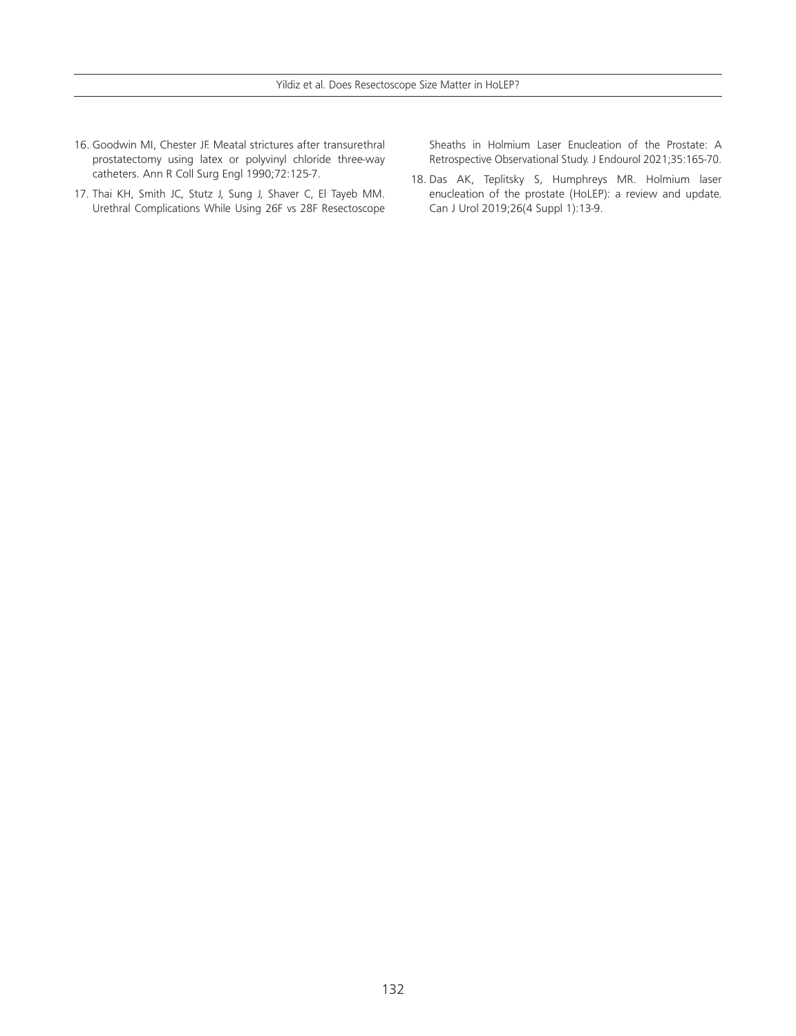16. Goodwin MI, Chester JF. Meatal strictures after transurethral prostatectomy using latex or polyvinyl chloride three-way catheters. Ann R Coll Surg Engl 1990;72:125-7.
17. Thai KH, Smith JC, Stutz J, Sung J, Shaver C, El Tayeb MM. Urethral Complications While Using 26F vs 28F Resectoscope Sheaths in Holmium Laser Enucleation of the Prostate: A Retrospective Observational Study. J Endourol 2021;35:165-70.
18. Das AK, Teplitsky S, Humphreys MR. Holmium laser enucleation of the prostate (HoLEP): a review and update. Can J Urol 2019;26(4 Suppl 1):13-9.